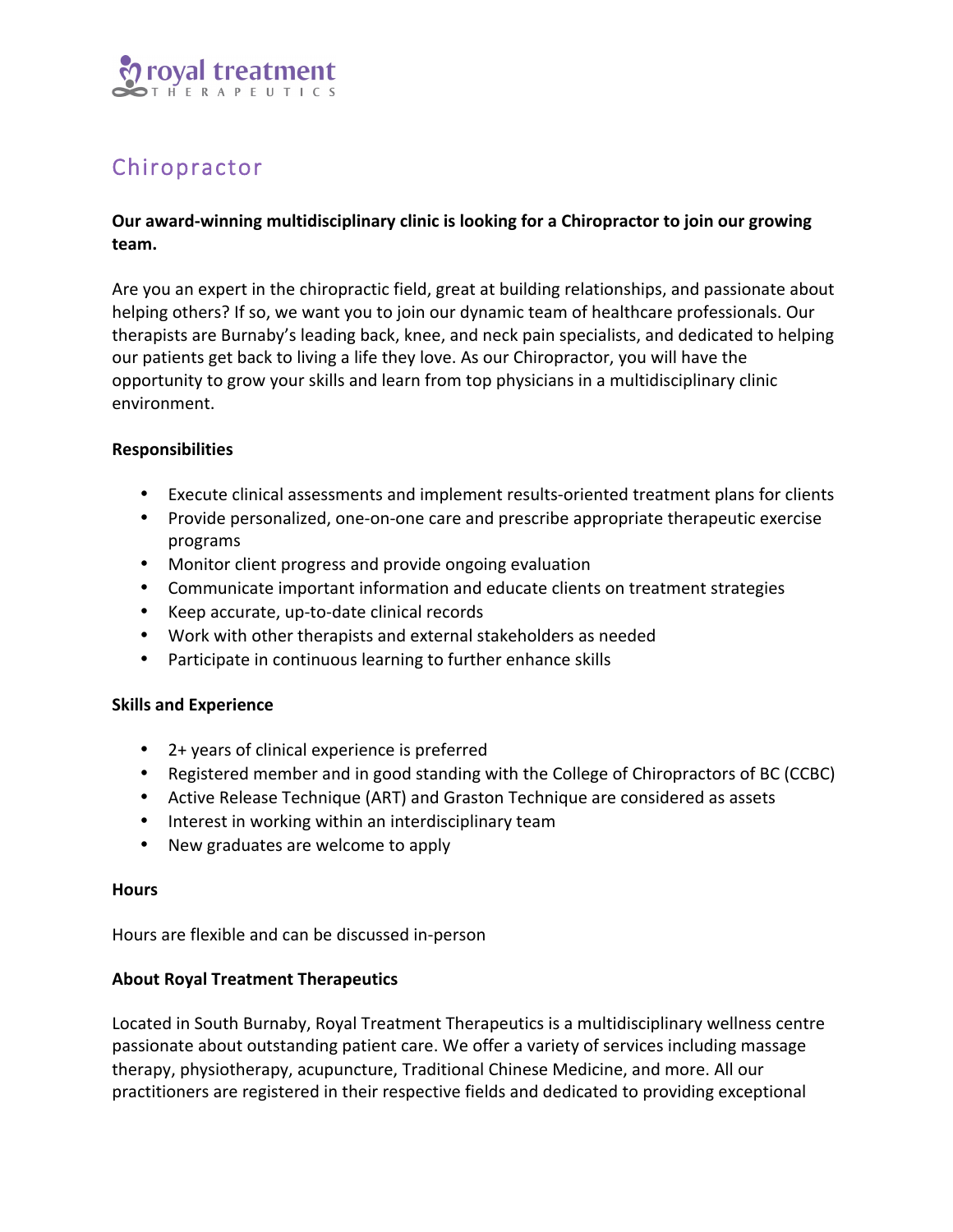royal treatment
THERAPEUTICS

# Chiropractor

**Our award-winning multidisciplinary clinic is looking for a Chiropractor to join our growing team.**

Are you an expert in the chiropractic field, great at building relationships, and passionate about helping others? If so, we want you to join our dynamic team of healthcare professionals. Our therapists are Burnaby's leading back, knee, and neck pain specialists, and dedicated to helping our patients get back to living a life they love. As our Chiropractor, you will have the opportunity to grow your skills and learn from top physicians in a multidisciplinary clinic environment.

**Responsibilities**

- Execute clinical assessments and implement results-oriented treatment plans for clients
- Provide personalized, one-on-one care and prescribe appropriate therapeutic exercise programs
- Monitor client progress and provide ongoing evaluation
- Communicate important information and educate clients on treatment strategies
- Keep accurate, up-to-date clinical records
- Work with other therapists and external stakeholders as needed
- Participate in continuous learning to further enhance skills

**Skills and Experience**

- 2+ years of clinical experience is preferred
- Registered member and in good standing with the College of Chiropractors of BC (CCBC)
- Active Release Technique (ART) and Graston Technique are considered as assets
- Interest in working within an interdisciplinary team
- New graduates are welcome to apply

**Hours**

Hours are flexible and can be discussed in-person

**About Royal Treatment Therapeutics**

Located in South Burnaby, Royal Treatment Therapeutics is a multidisciplinary wellness centre passionate about outstanding patient care. We offer a variety of services including massage therapy, physiotherapy, acupuncture, Traditional Chinese Medicine, and more. All our practitioners are registered in their respective fields and dedicated to providing exceptional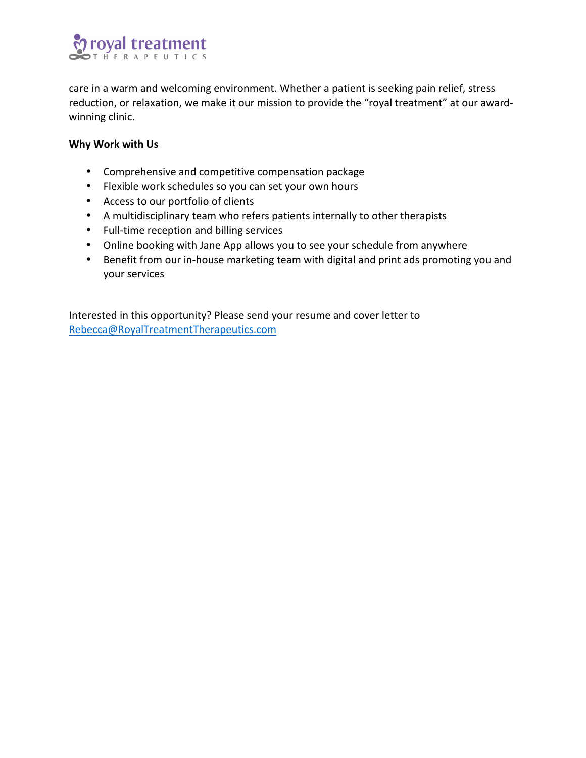care in a warm and welcoming environment. Whether a patient is seeking pain relief, stress reduction, or relaxation, we make it our mission to provide the "royal treatment" at our award-winning clinic.

**Why Work with Us**

- Comprehensive and competitive compensation package
- Flexible work schedules so you can set your own hours
- Access to our portfolio of clients
- A multidisciplinary team who refers patients internally to other therapists
- Full-time reception and billing services
- Online booking with Jane App allows you to see your schedule from anywhere
- Benefit from our in-house marketing team with digital and print ads promoting you and your services

Interested in this opportunity? Please send your resume and cover letter to Rebecca@RoyalTreatmentTherapeutics.com